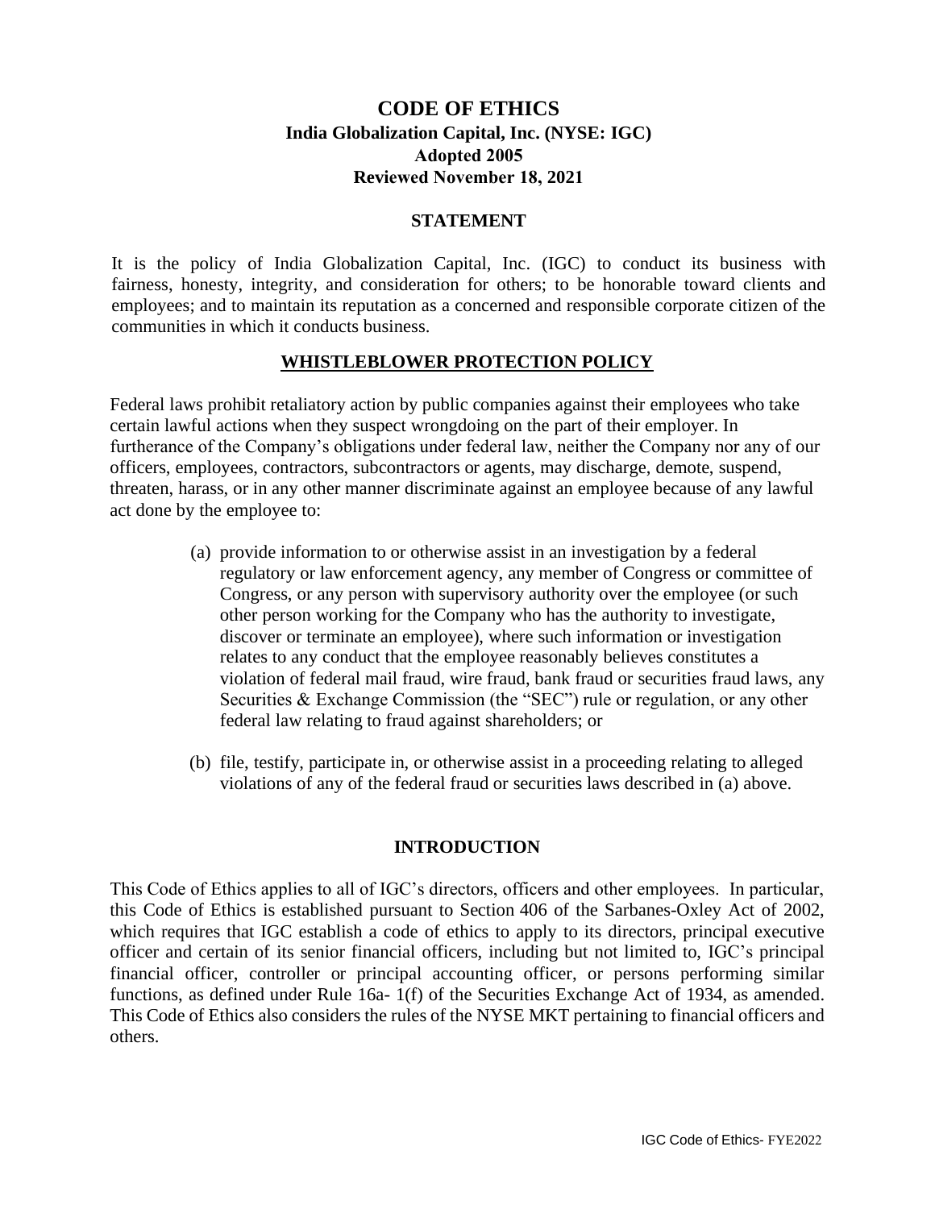# CODE OF ETHICS

**India Globalization Capital, Inc. (NYSE: IGC)**

**Adopted 2005**

**Reviewed November 18, 2021**

## STATEMENT

It is the policy of India Globalization Capital, Inc. (IGC) to conduct its business with fairness, honesty, integrity, and consideration for others; to be honorable toward clients and employees; and to maintain its reputation as a concerned and responsible corporate citizen of the communities in which it conducts business.

## WHISTLEBLOWER PROTECTION POLICY

Federal laws prohibit retaliatory action by public companies against their employees who take certain lawful actions when they suspect wrongdoing on the part of their employer. In furtherance of the Company's obligations under federal law, neither the Company nor any of our officers, employees, contractors, subcontractors or agents, may discharge, demote, suspend, threaten, harass, or in any other manner discriminate against an employee because of any lawful act done by the employee to:

(a) provide information to or otherwise assist in an investigation by a federal regulatory or law enforcement agency, any member of Congress or committee of Congress, or any person with supervisory authority over the employee (or such other person working for the Company who has the authority to investigate, discover or terminate an employee), where such information or investigation relates to any conduct that the employee reasonably believes constitutes a violation of federal mail fraud, wire fraud, bank fraud or securities fraud laws, any Securities & Exchange Commission (the "SEC") rule or regulation, or any other federal law relating to fraud against shareholders; or

(b) file, testify, participate in, or otherwise assist in a proceeding relating to alleged violations of any of the federal fraud or securities laws described in (a) above.

## INTRODUCTION

This Code of Ethics applies to all of IGC's directors, officers and other employees. In particular, this Code of Ethics is established pursuant to Section 406 of the Sarbanes-Oxley Act of 2002, which requires that IGC establish a code of ethics to apply to its directors, principal executive officer and certain of its senior financial officers, including but not limited to, IGC's principal financial officer, controller or principal accounting officer, or persons performing similar functions, as defined under Rule 16a- 1(f) of the Securities Exchange Act of 1934, as amended. This Code of Ethics also considers the rules of the NYSE MKT pertaining to financial officers and others.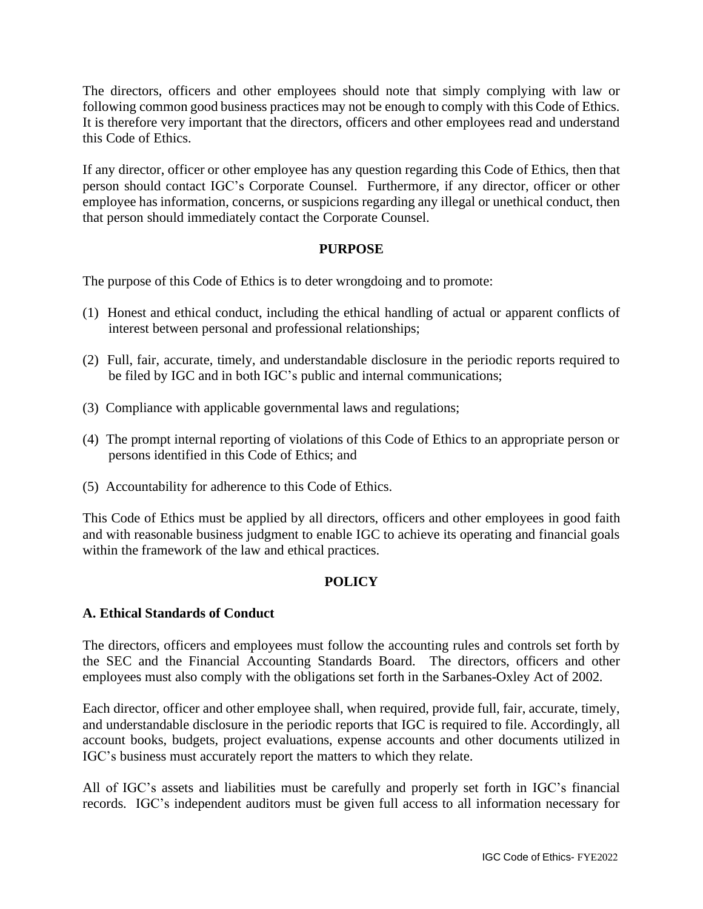The directors, officers and other employees should note that simply complying with law or following common good business practices may not be enough to comply with this Code of Ethics. It is therefore very important that the directors, officers and other employees read and understand this Code of Ethics.

If any director, officer or other employee has any question regarding this Code of Ethics, then that person should contact IGC's Corporate Counsel. Furthermore, if any director, officer or other employee has information, concerns, or suspicions regarding any illegal or unethical conduct, then that person should immediately contact the Corporate Counsel.

## PURPOSE

The purpose of this Code of Ethics is to deter wrongdoing and to promote:

(1) Honest and ethical conduct, including the ethical handling of actual or apparent conflicts of interest between personal and professional relationships;

(2) Full, fair, accurate, timely, and understandable disclosure in the periodic reports required to be filed by IGC and in both IGC's public and internal communications;

(3) Compliance with applicable governmental laws and regulations;

(4) The prompt internal reporting of violations of this Code of Ethics to an appropriate person or persons identified in this Code of Ethics; and

(5) Accountability for adherence to this Code of Ethics.

This Code of Ethics must be applied by all directors, officers and other employees in good faith and with reasonable business judgment to enable IGC to achieve its operating and financial goals within the framework of the law and ethical practices.

## POLICY

### A. Ethical Standards of Conduct

The directors, officers and employees must follow the accounting rules and controls set forth by the SEC and the Financial Accounting Standards Board. The directors, officers and other employees must also comply with the obligations set forth in the Sarbanes-Oxley Act of 2002.

Each director, officer and other employee shall, when required, provide full, fair, accurate, timely, and understandable disclosure in the periodic reports that IGC is required to file. Accordingly, all account books, budgets, project evaluations, expense accounts and other documents utilized in IGC's business must accurately report the matters to which they relate.

All of IGC's assets and liabilities must be carefully and properly set forth in IGC's financial records. IGC's independent auditors must be given full access to all information necessary for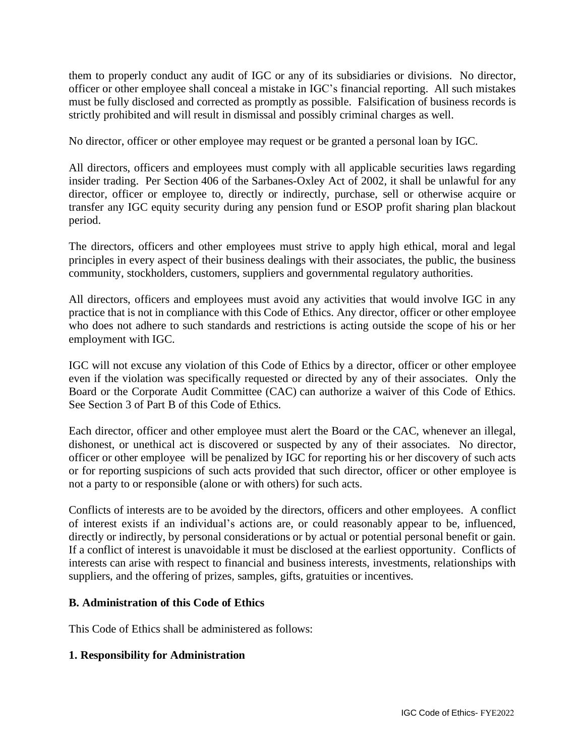them to properly conduct any audit of IGC or any of its subsidiaries or divisions. No director, officer or other employee shall conceal a mistake in IGC's financial reporting. All such mistakes must be fully disclosed and corrected as promptly as possible. Falsification of business records is strictly prohibited and will result in dismissal and possibly criminal charges as well.

No director, officer or other employee may request or be granted a personal loan by IGC.

All directors, officers and employees must comply with all applicable securities laws regarding insider trading. Per Section 406 of the Sarbanes-Oxley Act of 2002, it shall be unlawful for any director, officer or employee to, directly or indirectly, purchase, sell or otherwise acquire or transfer any IGC equity security during any pension fund or ESOP profit sharing plan blackout period.

The directors, officers and other employees must strive to apply high ethical, moral and legal principles in every aspect of their business dealings with their associates, the public, the business community, stockholders, customers, suppliers and governmental regulatory authorities.

All directors, officers and employees must avoid any activities that would involve IGC in any practice that is not in compliance with this Code of Ethics. Any director, officer or other employee who does not adhere to such standards and restrictions is acting outside the scope of his or her employment with IGC.

IGC will not excuse any violation of this Code of Ethics by a director, officer or other employee even if the violation was specifically requested or directed by any of their associates. Only the Board or the Corporate Audit Committee (CAC) can authorize a waiver of this Code of Ethics. See Section 3 of Part B of this Code of Ethics.

Each director, officer and other employee must alert the Board or the CAC, whenever an illegal, dishonest, or unethical act is discovered or suspected by any of their associates. No director, officer or other employee will be penalized by IGC for reporting his or her discovery of such acts or for reporting suspicions of such acts provided that such director, officer or other employee is not a party to or responsible (alone or with others) for such acts.

Conflicts of interests are to be avoided by the directors, officers and other employees. A conflict of interest exists if an individual's actions are, or could reasonably appear to be, influenced, directly or indirectly, by personal considerations or by actual or potential personal benefit or gain. If a conflict of interest is unavoidable it must be disclosed at the earliest opportunity. Conflicts of interests can arise with respect to financial and business interests, investments, relationships with suppliers, and the offering of prizes, samples, gifts, gratuities or incentives.

## B. Administration of this Code of Ethics

This Code of Ethics shall be administered as follows:

### 1. Responsibility for Administration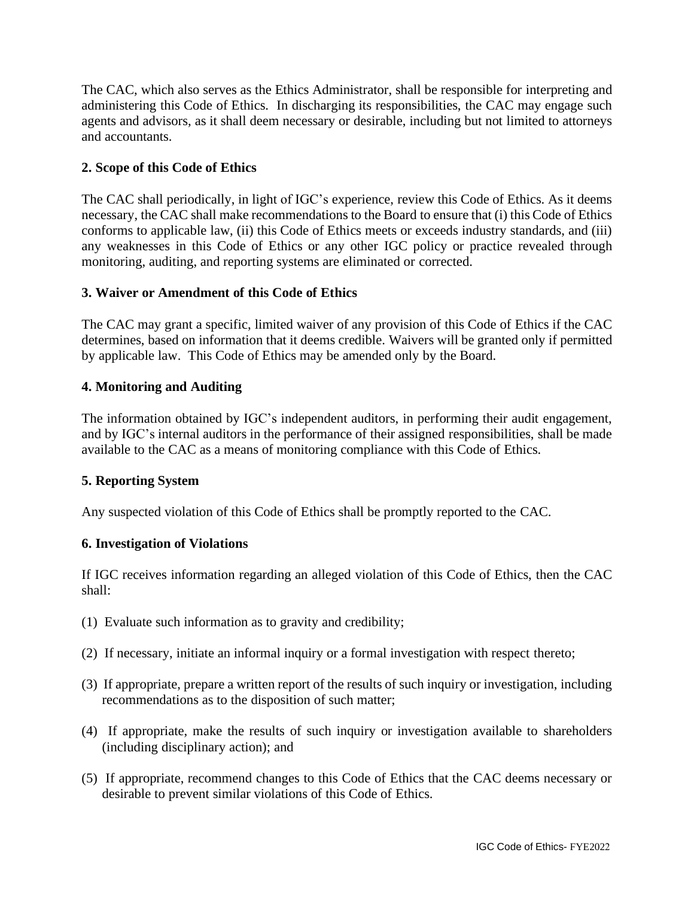The CAC, which also serves as the Ethics Administrator, shall be responsible for interpreting and administering this Code of Ethics. In discharging its responsibilities, the CAC may engage such agents and advisors, as it shall deem necessary or desirable, including but not limited to attorneys and accountants.

**2. Scope of this Code of Ethics**

The CAC shall periodically, in light of IGC's experience, review this Code of Ethics. As it deems necessary, the CAC shall make recommendations to the Board to ensure that (i) this Code of Ethics conforms to applicable law, (ii) this Code of Ethics meets or exceeds industry standards, and (iii) any weaknesses in this Code of Ethics or any other IGC policy or practice revealed through monitoring, auditing, and reporting systems are eliminated or corrected.

**3. Waiver or Amendment of this Code of Ethics**

The CAC may grant a specific, limited waiver of any provision of this Code of Ethics if the CAC determines, based on information that it deems credible. Waivers will be granted only if permitted by applicable law. This Code of Ethics may be amended only by the Board.

**4. Monitoring and Auditing**

The information obtained by IGC's independent auditors, in performing their audit engagement, and by IGC's internal auditors in the performance of their assigned responsibilities, shall be made available to the CAC as a means of monitoring compliance with this Code of Ethics.

**5. Reporting System**

Any suspected violation of this Code of Ethics shall be promptly reported to the CAC.

**6. Investigation of Violations**

If IGC receives information regarding an alleged violation of this Code of Ethics, then the CAC shall:

(1) Evaluate such information as to gravity and credibility;

(2) If necessary, initiate an informal inquiry or a formal investigation with respect thereto;

(3) If appropriate, prepare a written report of the results of such inquiry or investigation, including recommendations as to the disposition of such matter;

(4) If appropriate, make the results of such inquiry or investigation available to shareholders (including disciplinary action); and

(5) If appropriate, recommend changes to this Code of Ethics that the CAC deems necessary or desirable to prevent similar violations of this Code of Ethics.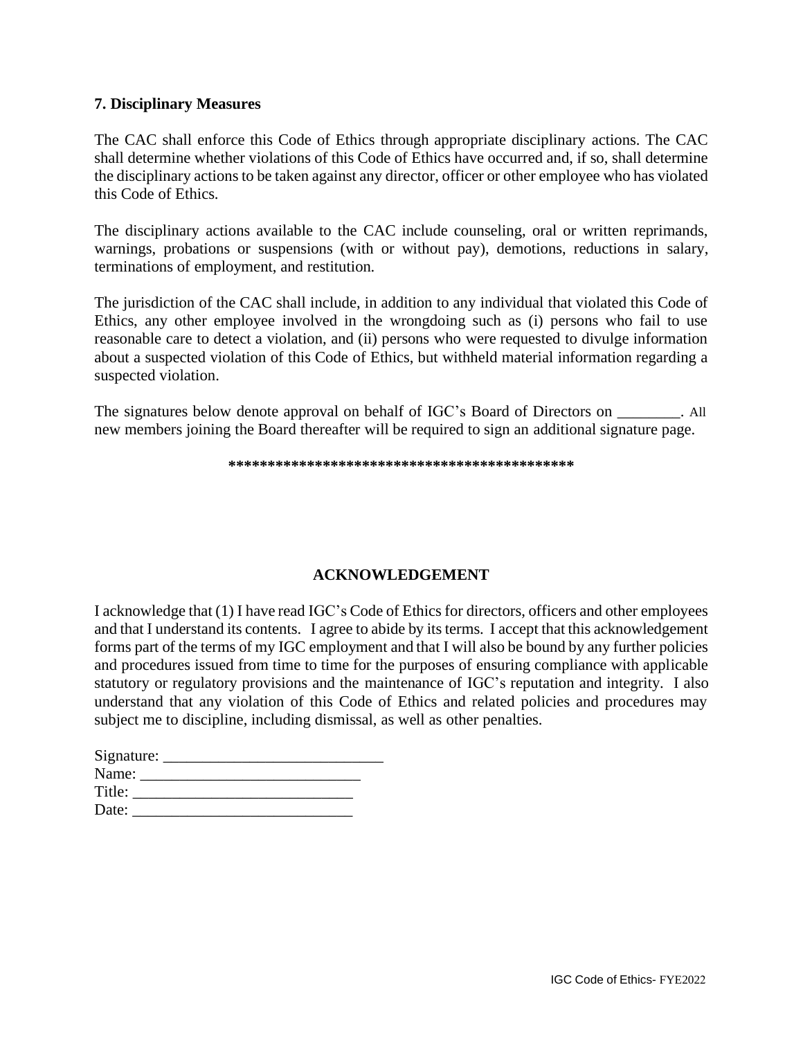### 7. Disciplinary Measures

The CAC shall enforce this Code of Ethics through appropriate disciplinary actions. The CAC shall determine whether violations of this Code of Ethics have occurred and, if so, shall determine the disciplinary actions to be taken against any director, officer or other employee who has violated this Code of Ethics.

The disciplinary actions available to the CAC include counseling, oral or written reprimands, warnings, probations or suspensions (with or without pay), demotions, reductions in salary, terminations of employment, and restitution.

The jurisdiction of the CAC shall include, in addition to any individual that violated this Code of Ethics, any other employee involved in the wrongdoing such as (i) persons who fail to use reasonable care to detect a violation, and (ii) persons who were requested to divulge information about a suspected violation of this Code of Ethics, but withheld material information regarding a suspected violation.

The signatures below denote approval on behalf of IGC's Board of Directors on ________. All new members joining the Board thereafter will be required to sign an additional signature page.

*******************************************

### ACKNOWLEDGEMENT

I acknowledge that (1) I have read IGC's Code of Ethics for directors, officers and other employees and that I understand its contents. I agree to abide by its terms. I accept that this acknowledgement forms part of the terms of my IGC employment and that I will also be bound by any further policies and procedures issued from time to time for the purposes of ensuring compliance with applicable statutory or regulatory provisions and the maintenance of IGC's reputation and integrity. I also understand that any violation of this Code of Ethics and related policies and procedures may subject me to discipline, including dismissal, as well as other penalties.

Signature: ___________________________
Name: ___________________________
Title: ___________________________
Date: ___________________________